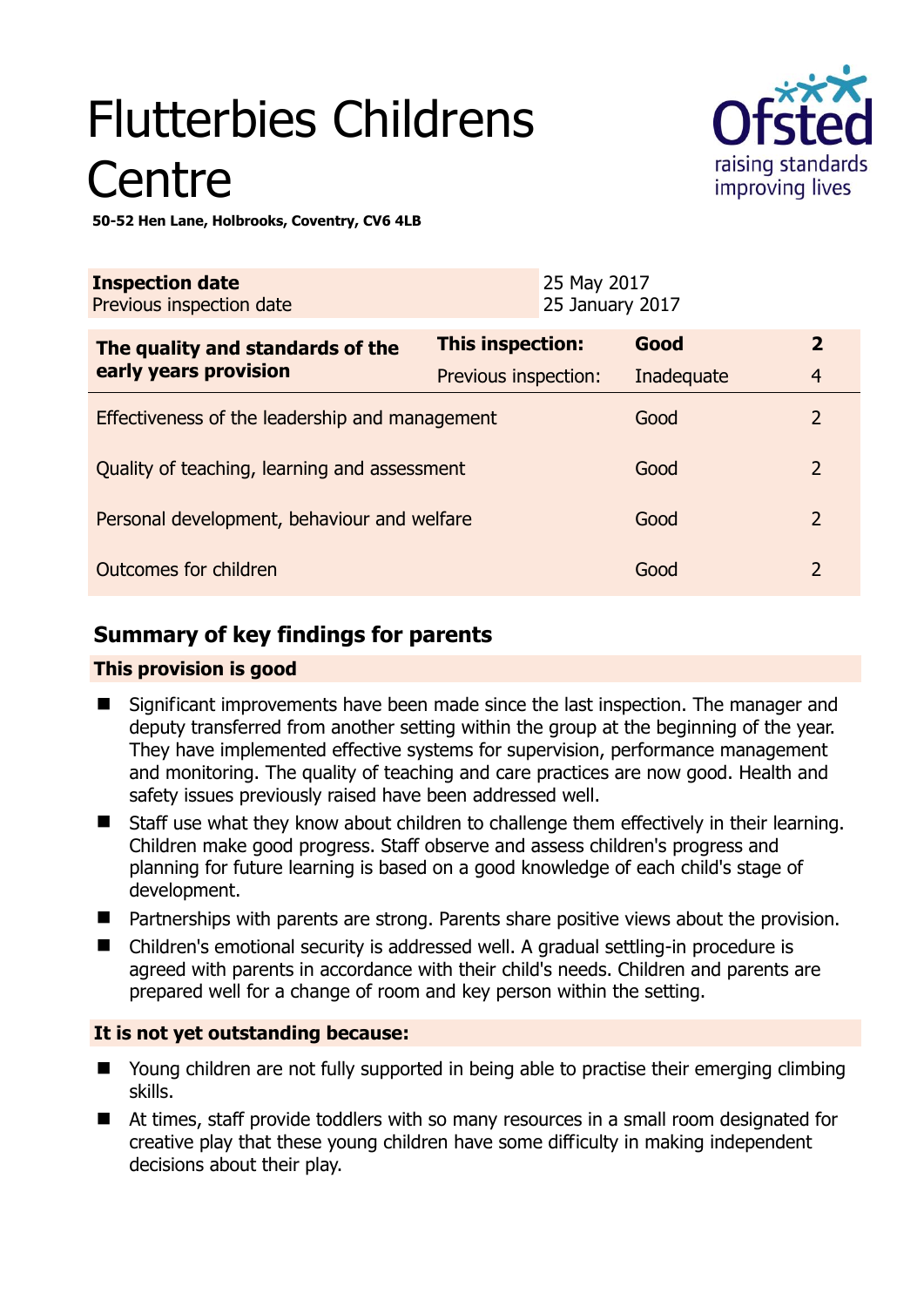# Flutterbies Childrens Centre

**50-52 Hen Lane, Holbrooks, Coventry, CV6 4LB**

| **Inspection date** | 25 May 2017 |
|---|---|
| Previous inspection date | 25 January 2017 |

| **The quality and standards of the early years provision** | **This inspection:** | **Good** | **2** |
|---|---|---|---|
| | Previous inspection: | Inadequate | 4 |
| Effectiveness of the leadership and management | | Good | 2 |
| Quality of teaching, learning and assessment | | Good | 2 |
| Personal development, behaviour and welfare | | Good | 2 |
| Outcomes for children | | Good | 2 |

## Summary of key findings for parents

**This provision is good**

- Significant improvements have been made since the last inspection. The manager and deputy transferred from another setting within the group at the beginning of the year. They have implemented effective systems for supervision, performance management and monitoring. The quality of teaching and care practices are now good. Health and safety issues previously raised have been addressed well.
- Staff use what they know about children to challenge them effectively in their learning. Children make good progress. Staff observe and assess children's progress and planning for future learning is based on a good knowledge of each child's stage of development.
- Partnerships with parents are strong. Parents share positive views about the provision.
- Children's emotional security is addressed well. A gradual settling-in procedure is agreed with parents in accordance with their child's needs. Children and parents are prepared well for a change of room and key person within the setting.

**It is not yet outstanding because:**

- Young children are not fully supported in being able to practise their emerging climbing skills.
- At times, staff provide toddlers with so many resources in a small room designated for creative play that these young children have some difficulty in making independent decisions about their play.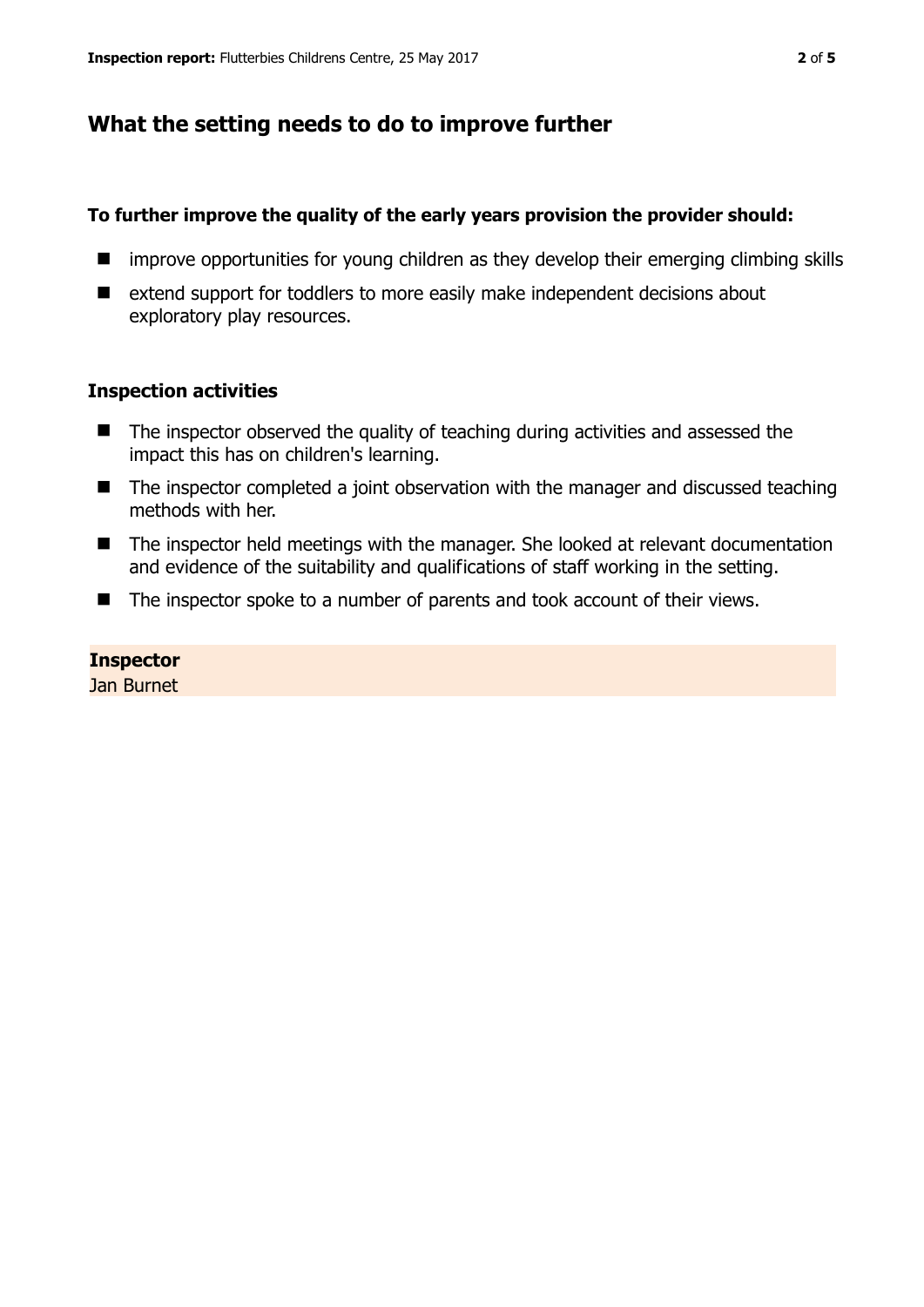## What the setting needs to do to improve further

**To further improve the quality of the early years provision the provider should:**

- improve opportunities for young children as they develop their emerging climbing skills
- extend support for toddlers to more easily make independent decisions about exploratory play resources.

### Inspection activities

- The inspector observed the quality of teaching during activities and assessed the impact this has on children's learning.
- The inspector completed a joint observation with the manager and discussed teaching methods with her.
- The inspector held meetings with the manager. She looked at relevant documentation and evidence of the suitability and qualifications of staff working in the setting.
- The inspector spoke to a number of parents and took account of their views.

**Inspector**
Jan Burnet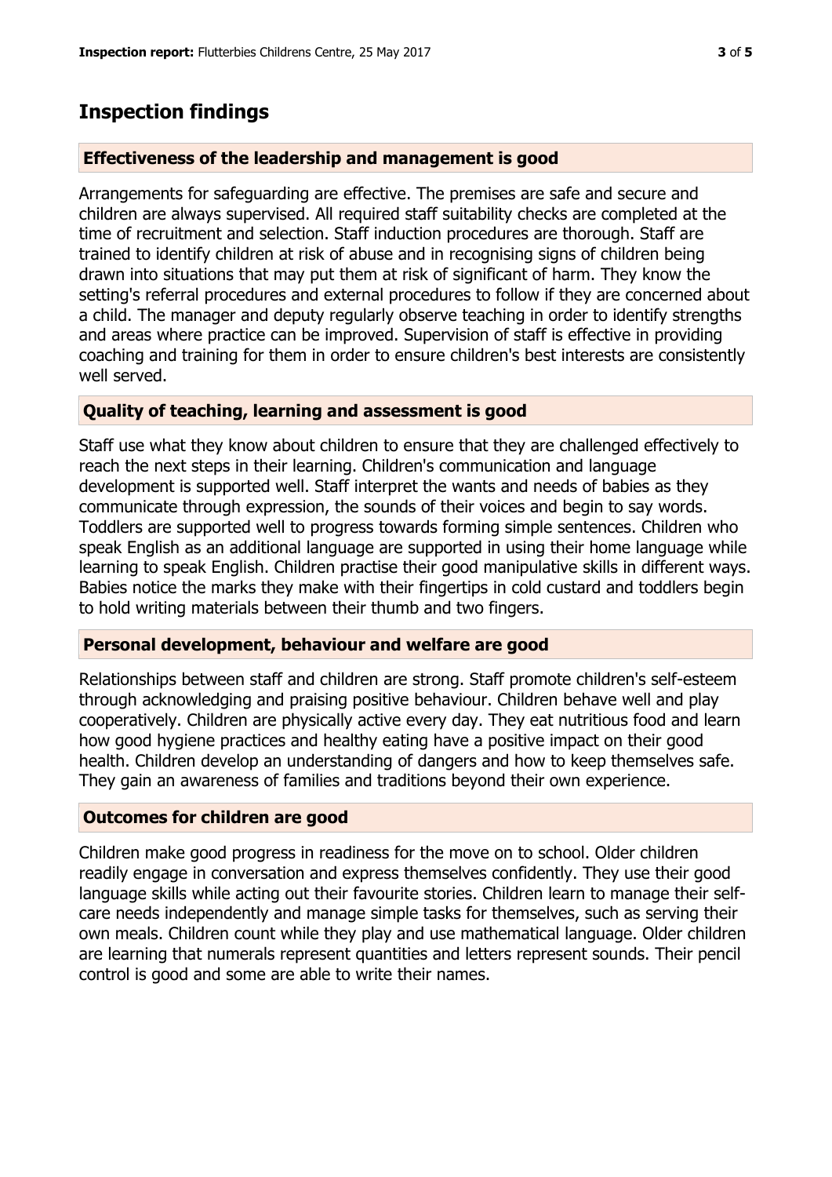## Inspection findings

### Effectiveness of the leadership and management is good

Arrangements for safeguarding are effective. The premises are safe and secure and children are always supervised. All required staff suitability checks are completed at the time of recruitment and selection. Staff induction procedures are thorough. Staff are trained to identify children at risk of abuse and in recognising signs of children being drawn into situations that may put them at risk of significant of harm. They know the setting's referral procedures and external procedures to follow if they are concerned about a child. The manager and deputy regularly observe teaching in order to identify strengths and areas where practice can be improved. Supervision of staff is effective in providing coaching and training for them in order to ensure children's best interests are consistently well served.

### Quality of teaching, learning and assessment is good

Staff use what they know about children to ensure that they are challenged effectively to reach the next steps in their learning. Children's communication and language development is supported well. Staff interpret the wants and needs of babies as they communicate through expression, the sounds of their voices and begin to say words. Toddlers are supported well to progress towards forming simple sentences. Children who speak English as an additional language are supported in using their home language while learning to speak English. Children practise their good manipulative skills in different ways. Babies notice the marks they make with their fingertips in cold custard and toddlers begin to hold writing materials between their thumb and two fingers.

### Personal development, behaviour and welfare are good

Relationships between staff and children are strong. Staff promote children's self-esteem through acknowledging and praising positive behaviour. Children behave well and play cooperatively. Children are physically active every day. They eat nutritious food and learn how good hygiene practices and healthy eating have a positive impact on their good health. Children develop an understanding of dangers and how to keep themselves safe. They gain an awareness of families and traditions beyond their own experience.

### Outcomes for children are good

Children make good progress in readiness for the move on to school. Older children readily engage in conversation and express themselves confidently. They use their good language skills while acting out their favourite stories. Children learn to manage their self-care needs independently and manage simple tasks for themselves, such as serving their own meals. Children count while they play and use mathematical language. Older children are learning that numerals represent quantities and letters represent sounds. Their pencil control is good and some are able to write their names.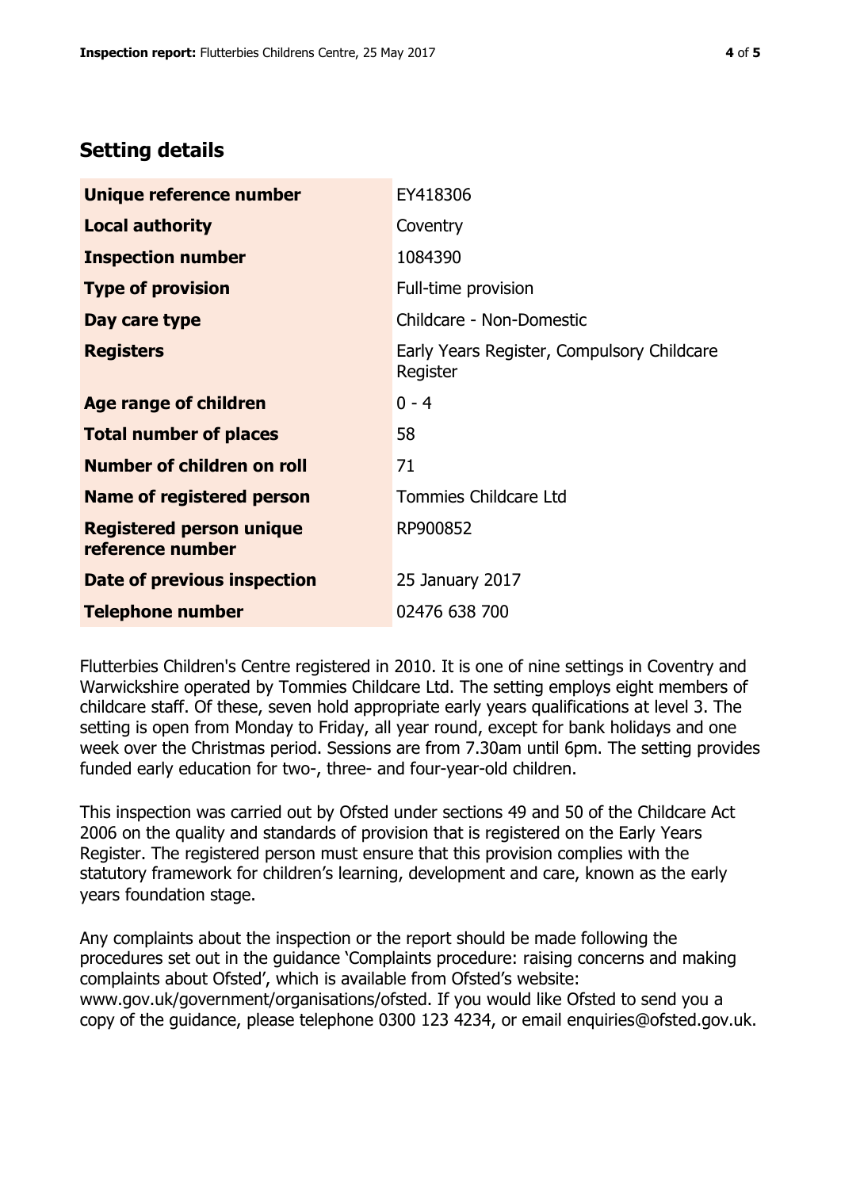## Setting details

| | |
|---|---|
| **Unique reference number** | EY418306 |
| **Local authority** | Coventry |
| **Inspection number** | 1084390 |
| **Type of provision** | Full-time provision |
| **Day care type** | Childcare - Non-Domestic |
| **Registers** | Early Years Register, Compulsory Childcare Register |
| **Age range of children** | 0 - 4 |
| **Total number of places** | 58 |
| **Number of children on roll** | 71 |
| **Name of registered person** | Tommies Childcare Ltd |
| **Registered person unique reference number** | RP900852 |
| **Date of previous inspection** | 25 January 2017 |
| **Telephone number** | 02476 638 700 |

Flutterbies Children's Centre registered in 2010. It is one of nine settings in Coventry and Warwickshire operated by Tommies Childcare Ltd. The setting employs eight members of childcare staff. Of these, seven hold appropriate early years qualifications at level 3. The setting is open from Monday to Friday, all year round, except for bank holidays and one week over the Christmas period. Sessions are from 7.30am until 6pm. The setting provides funded early education for two-, three- and four-year-old children.

This inspection was carried out by Ofsted under sections 49 and 50 of the Childcare Act 2006 on the quality and standards of provision that is registered on the Early Years Register. The registered person must ensure that this provision complies with the statutory framework for children's learning, development and care, known as the early years foundation stage.

Any complaints about the inspection or the report should be made following the procedures set out in the guidance 'Complaints procedure: raising concerns and making complaints about Ofsted', which is available from Ofsted's website: www.gov.uk/government/organisations/ofsted. If you would like Ofsted to send you a copy of the guidance, please telephone 0300 123 4234, or email enquiries@ofsted.gov.uk.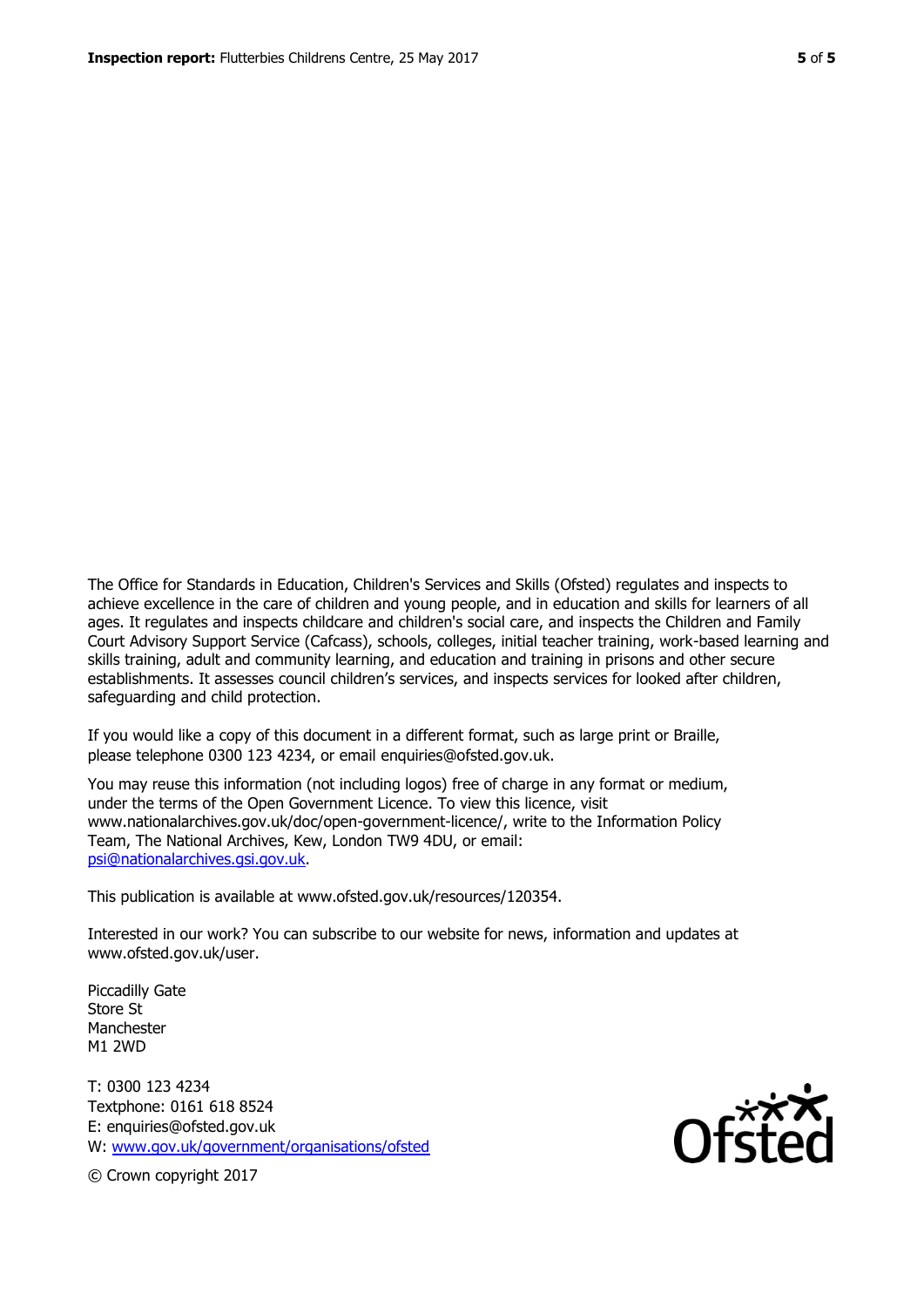The Office for Standards in Education, Children's Services and Skills (Ofsted) regulates and inspects to achieve excellence in the care of children and young people, and in education and skills for learners of all ages. It regulates and inspects childcare and children's social care, and inspects the Children and Family Court Advisory Support Service (Cafcass), schools, colleges, initial teacher training, work-based learning and skills training, adult and community learning, and education and training in prisons and other secure establishments. It assesses council children's services, and inspects services for looked after children, safeguarding and child protection.

If you would like a copy of this document in a different format, such as large print or Braille, please telephone 0300 123 4234, or email enquiries@ofsted.gov.uk.

You may reuse this information (not including logos) free of charge in any format or medium, under the terms of the Open Government Licence. To view this licence, visit www.nationalarchives.gov.uk/doc/open-government-licence/, write to the Information Policy Team, The National Archives, Kew, London TW9 4DU, or email: psi@nationalarchives.gsi.gov.uk.

This publication is available at www.ofsted.gov.uk/resources/120354.

Interested in our work? You can subscribe to our website for news, information and updates at www.ofsted.gov.uk/user.

Piccadilly Gate
Store St
Manchester
M1 2WD

T: 0300 123 4234
Textphone: 0161 618 8524
E: enquiries@ofsted.gov.uk
W: www.gov.uk/government/organisations/ofsted

© Crown copyright 2017